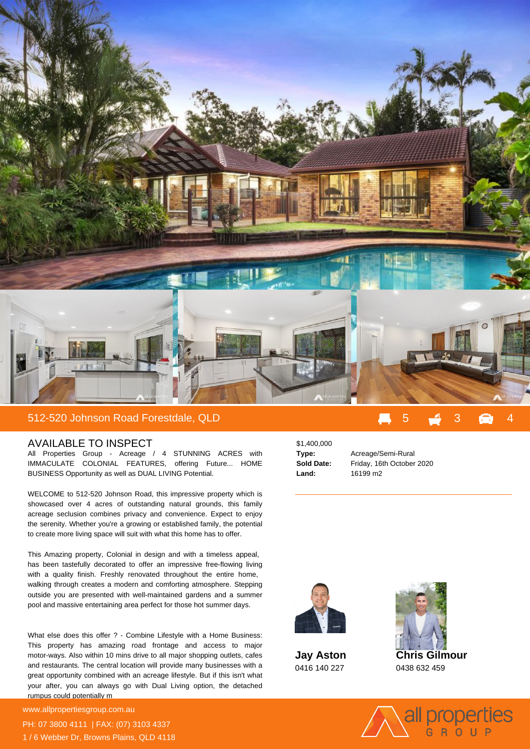## 512-520 Johnson Road Forestdale, QLD

5 3 4

### AVAILABLE TO INSPECT

All Properties Group - Acreage / 4 STUNNING ACRES with IMMACULATE COLONIAL FEATURES, offering Future... HOME BUSINESS Opportunity as well as DUAL LIVING Potential.

WELCOME to 512-520 Johnson Road, this impressive property which is showcased over 4 acres of outstanding natural grounds, this family acreage seclusion combines privacy and convenience. Expect to enjoy the serenity. Whether you're a growing or established family, the potential to create more living space will suit with what this home has to offer.

This Amazing property, Colonial in design and with a timeless appeal, has been tastefully decorated to offer an impressive free-flowing living with a quality finish. Freshly renovated throughout the entire home, walking through creates a modern and comforting atmosphere. Stepping outside you are presented with well-maintained gardens and a summer pool and massive entertaining area perfect for those hot summer days.

What else does this offer ? - Combine Lifestyle with a Home Business: This property has amazing road frontage and access to major motor-ways. Also within 10 mins drive to all major shopping outlets, cafes and restaurants. The central location will provide many businesses with a great opportunity combined with an acreage lifestyle. But if this isn't what your after, you can always go with Dual Living option, the detached rumpus could potentially m

$1,400,000

| | |
|---|---|
| **Type:** | Acreage/Semi-Rural |
| **Sold Date:** | Friday, 16th October 2020 |
| **Land:** | 16199 m2 |

**Jay Aston**
0416 140 227

**Chris Gilmour**
0438 632 459

www.allpropertiesgroup.com.au
PH: 07 3800 4111 | FAX: (07) 3103 4337
1 / 6 Webber Dr, Browns Plains, QLD 4118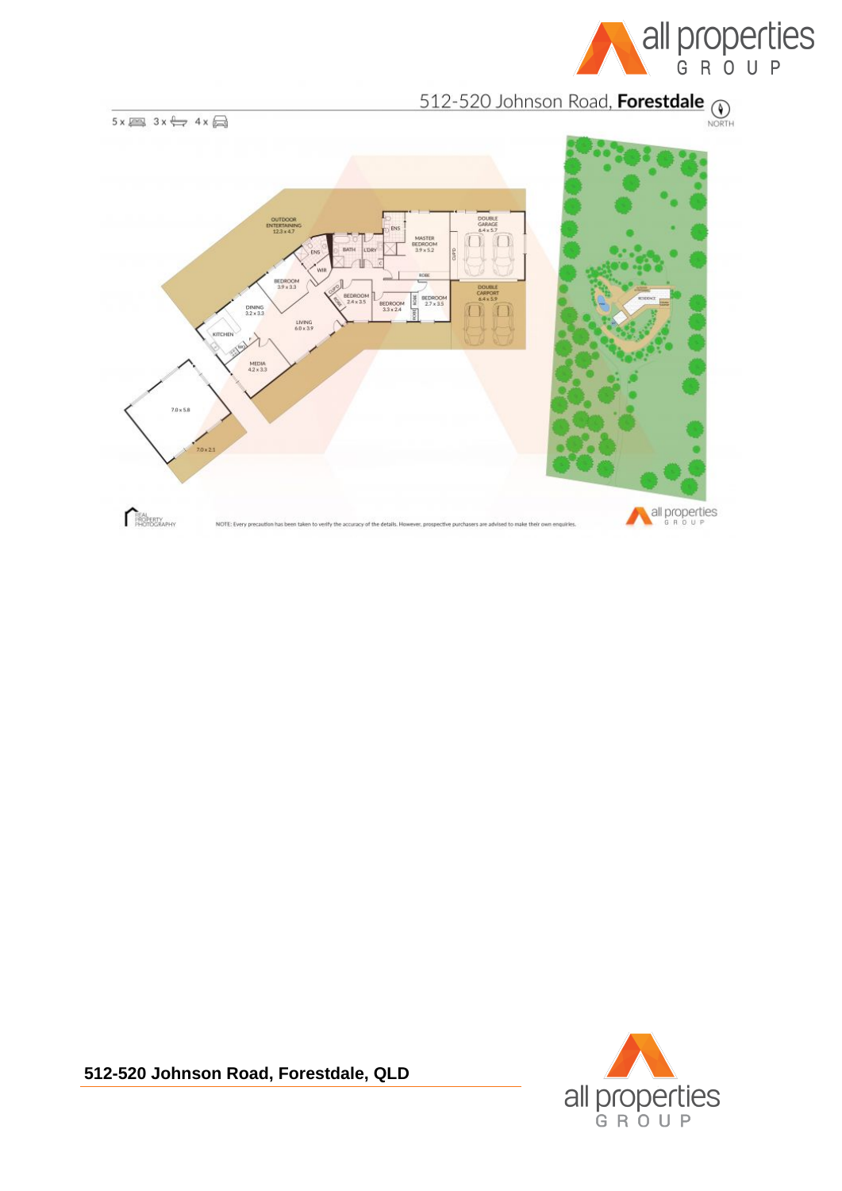512-520 Johnson Road, **Forestdale**

NORTH

5 x 3 x 4 x

OUTDOOR ENTERTAINING 12.3 x 4.7

ENS

BATH

L'DRY

ENS

MASTER BEDROOM 3.9 x 5.2

DOUBLE GARAGE 6.4 x 5.7

WIR

ROBE

CUPD

BEDROOM 3.9 x 3.3

CUPD

ROBE

BEDROOM 2.4 x 3.5

BEDROOM 3.3 x 2.4

ROBE

BEDROOM 2.7 x 3.5

ROBE

DOUBLE CARPORT 6.4 x 5.9

DINING 3.2 x 3.3

LIVING 6.0 x 3.9

KITCHEN

MEDIA 4.2 x 3.3

7.0 x 5.8

7.0 x 2.1

RESIDENCE

REAL PROPERTY PHOTOGRAPHY

NOTE: Every precaution has been taken to verify the accuracy of the details. However, prospective purchasers are advised to make their own enquiries.

**512-520 Johnson Road, Forestdale, QLD**